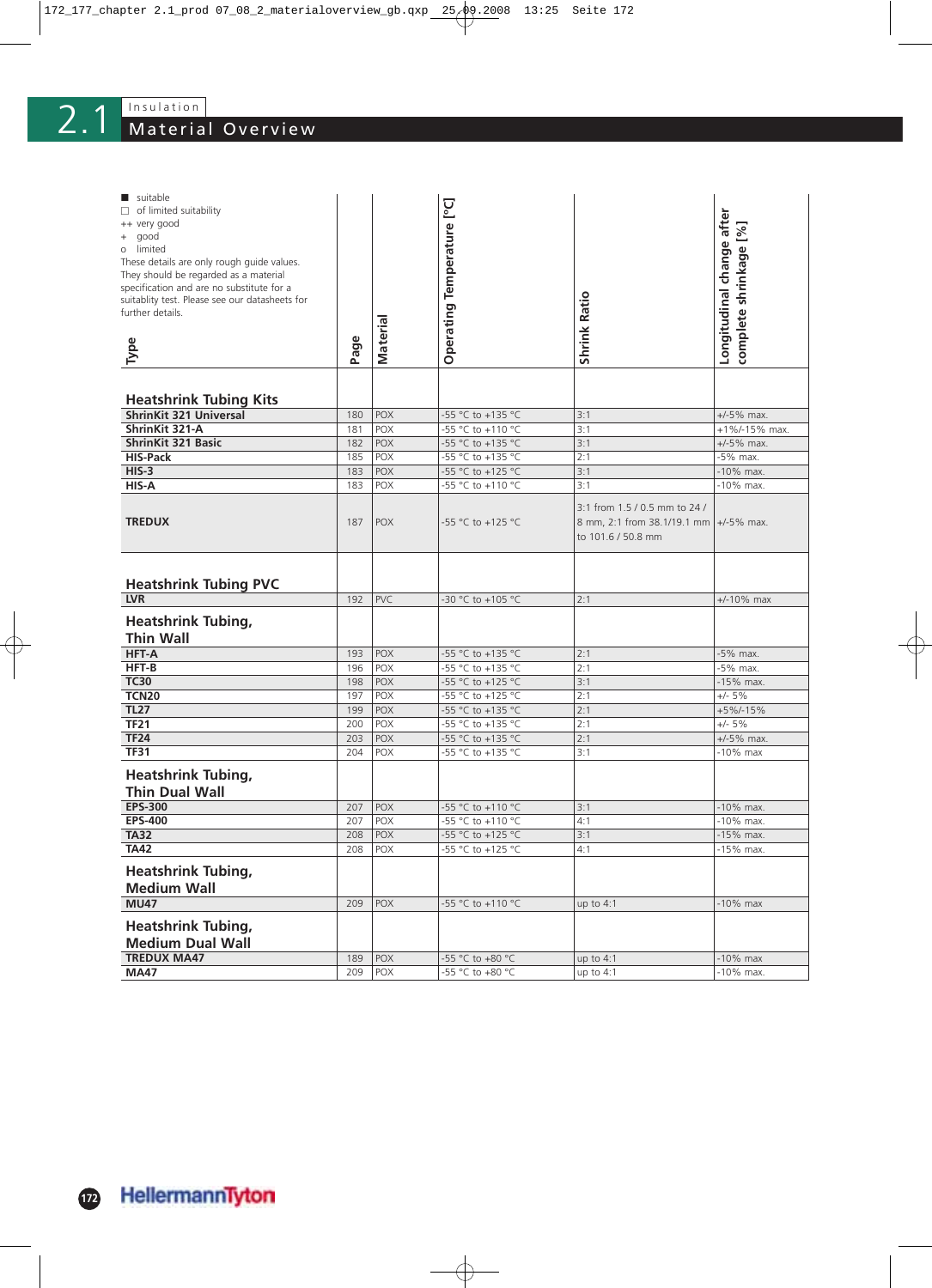# 2.1 Insulation

## Material Overview

■ suitable
□ of limited suitability
++ very good
+ good
o limited

These details are only rough guide values. They should be regarded as a material specification and are no substitute for a suitablity test. Please see our datasheets for further details.

| Type | Page | Material | Operating Temperature [°C] | Shrink Ratio | Longitudinal change after complete shrinkage [%] |
|---|---|---|---|---|---|
| **Heatshrink Tubing Kits** | | | | | |
| **ShrinKit 321 Universal** | 180 | POX | -55 °C to +135 °C | 3:1 | +/-5% max. |
| **ShrinKit 321-A** | 181 | POX | -55 °C to +110 °C | 3:1 | +1%/-15% max. |
| **ShrinKit 321 Basic** | 182 | POX | -55 °C to +135 °C | 3:1 | +/-5% max. |
| **HIS-Pack** | 185 | POX | -55 °C to +135 °C | 2:1 | -5% max. |
| **HIS-3** | 183 | POX | -55 °C to +125 °C | 3:1 | -10% max. |
| **HIS-A** | 183 | POX | -55 °C to +110 °C | 3:1 | -10% max. |
| **TREDUX** | 187 | POX | -55 °C to +125 °C | 3:1 from 1.5 / 0.5 mm to 24 / 8 mm, 2:1 from 38.1/19.1 mm to 101.6 / 50.8 mm | +/-5% max. |
| **Heatshrink Tubing PVC** | | | | | |
| **LVR** | 192 | PVC | -30 °C to +105 °C | 2:1 | +/-10% max |
| **Heatshrink Tubing, Thin Wall** | | | | | |
| **HFT-A** | 193 | POX | -55 °C to +135 °C | 2:1 | -5% max. |
| **HFT-B** | 196 | POX | -55 °C to +135 °C | 2:1 | -5% max. |
| **TC30** | 198 | POX | -55 °C to +125 °C | 3:1 | -15% max. |
| **TCN20** | 197 | POX | -55 °C to +125 °C | 2:1 | +/- 5% |
| **TL27** | 199 | POX | -55 °C to +135 °C | 2:1 | +5%/-15% |
| **TF21** | 200 | POX | -55 °C to +135 °C | 2:1 | +/- 5% |
| **TF24** | 203 | POX | -55 °C to +135 °C | 2:1 | +/-5% max. |
| **TF31** | 204 | POX | -55 °C to +135 °C | 3:1 | -10% max |
| **Heatshrink Tubing, Thin Dual Wall** | | | | | |
| **EPS-300** | 207 | POX | -55 °C to +110 °C | 3:1 | -10% max. |
| **EPS-400** | 207 | POX | -55 °C to +110 °C | 4:1 | -10% max. |
| **TA32** | 208 | POX | -55 °C to +125 °C | 3:1 | -15% max. |
| **TA42** | 208 | POX | -55 °C to +125 °C | 4:1 | -15% max. |
| **Heatshrink Tubing, Medium Wall** | | | | | |
| **MU47** | 209 | POX | -55 °C to +110 °C | up to 4:1 | -10% max |
| **Heatshrink Tubing, Medium Dual Wall** | | | | | |
| **TREDUX MA47** | 189 | POX | -55 °C to +80 °C | up to 4:1 | -10% max |
| **MA47** | 209 | POX | -55 °C to +80 °C | up to 4:1 | -10% max. |

HellermannTyton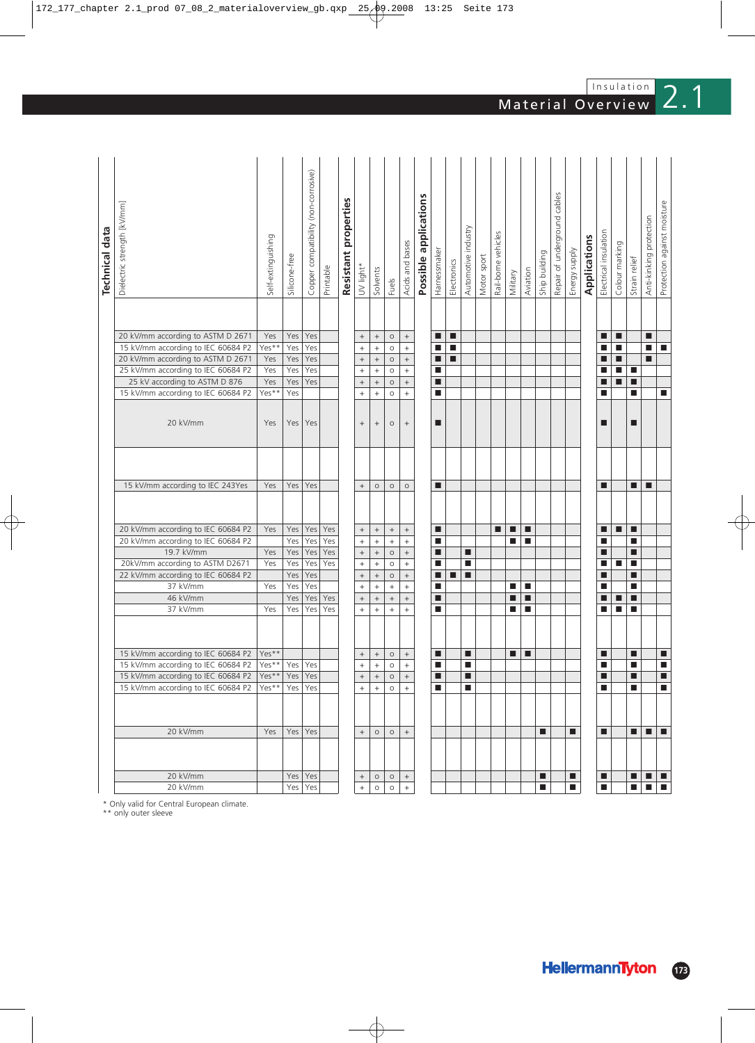| Technical data | | | | | Resistant properties | | | | Possible applications | | | | | | | | | | Applications | | | | |
|---|---|---|---|---|---|---|---|---|---|---|---|---|---|---|---|---|---|---|---|---|---|---|---|
| Dielectric strength [kV/mm] | Self-extinguishing | Silicone-free | Copper compatibility (non-corrosive) | Printable | UV light* | Solvents | Fuels | Acids and bases | Harnessmaker | Electronics | Automotive industry | Motor sport | Rail-borne vehicles | Military | Aviation | Ship building | Repair of underground cables | Energy supply | Electrical insulation | Colour marking | Strain relief | Anti-kinking protection | Protection against moisture |
| 20 kV/mm according to ASTM D 2671 | Yes | Yes | Yes | | + | + | o | + | ■ | ■ | | | | | | | | | ■ | ■ | | ■ | |
| 15 kV/mm according to IEC 60684 P2 | Yes** | Yes | Yes | | + | + | o | + | ■ | ■ | | | | | | | | | ■ | ■ | | ■ | ■ |
| 20 kV/mm according to ASTM D 2671 | Yes | Yes | Yes | | + | + | o | + | ■ | ■ | | | | | | | | | ■ | ■ | | ■ | |
| 25 kV/mm according to IEC 60684 P2 | Yes | Yes | Yes | | + | + | o | + | ■ | | | | | | | | | | ■ | ■ | ■ | | |
| 25 kV according to ASTM D 876 | Yes | Yes | Yes | | + | + | o | + | ■ | | | | | | | | | | ■ | ■ | ■ | | |
| 15 kV/mm according to IEC 60684 P2 | Yes** | Yes | | | + | + | o | + | ■ | | | | | | | | | | ■ | | ■ | | ■ |
| 20 kV/mm | Yes | Yes | Yes | | + | + | o | + | ■ | | | | | | | | | | ■ | | ■ | | |
| | | | | | | | | | | | | | | | | | | | | | | | |
| 15 kV/mm according to IEC 243Yes | Yes | Yes | Yes | | + | o | o | o | ■ | | | | | | | | | | ■ | | ■ | ■ | |
| | | | | | | | | | | | | | | | | | | | | | | | |
| 20 kV/mm according to IEC 60684 P2 | Yes | Yes | Yes | Yes | + | + | + | + | ■ | | | | ■ | ■ | ■ | | | | ■ | ■ | ■ | | |
| 20 kV/mm according to IEC 60684 P2 | | Yes | Yes | Yes | + | + | + | + | ■ | | | | | ■ | ■ | | | | ■ | | ■ | | |
| 19.7 kV/mm | Yes | Yes | Yes | Yes | + | + | o | + | ■ | | ■ | | | | | | | | ■ | | ■ | | |
| 20kV/mm according to ASTM D2671 | Yes | Yes | Yes | Yes | + | + | o | + | ■ | | ■ | | | | | | | | ■ | ■ | ■ | | |
| 22 kV/mm according to IEC 60684 P2 | | Yes | Yes | | + | + | o | + | ■ | ■ | ■ | | | | | | | | ■ | | ■ | | |
| 37 kV/mm | Yes | Yes | Yes | | + | + | + | + | ■ | | | | | ■ | ■ | | | | ■ | | ■ | | |
| 46 kV/mm | | Yes | Yes | Yes | + | + | + | + | ■ | | | | | ■ | ■ | | | | ■ | ■ | ■ | | |
| 37 kV/mm | Yes | Yes | Yes | Yes | + | + | + | + | ■ | | | | | ■ | ■ | | | | ■ | ■ | ■ | | |
| | | | | | | | | | | | | | | | | | | | | | | | |
| 15 kV/mm according to IEC 60684 P2 | Yes** | | | | + | + | o | + | ■ | | ■ | | | ■ | ■ | | | | ■ | | ■ | | ■ |
| 15 kV/mm according to IEC 60684 P2 | Yes** | Yes | Yes | | + | + | o | + | ■ | | ■ | | | | | | | | ■ | | ■ | | ■ |
| 15 kV/mm according to IEC 60684 P2 | Yes** | Yes | Yes | | + | + | o | + | ■ | | ■ | | | | | | | | ■ | | ■ | | ■ |
| 15 kV/mm according to IEC 60684 P2 | Yes** | Yes | Yes | | + | + | o | + | ■ | | ■ | | | | | | | | ■ | | ■ | | ■ |
| | | | | | | | | | | | | | | | | | | | | | | | |
| 20 kV/mm | Yes | Yes | Yes | | + | o | o | + | | | | | | | | ■ | | ■ | ■ | | ■ | ■ | ■ |
| | | | | | | | | | | | | | | | | | | | | | | | |
| 20 kV/mm | | Yes | Yes | | + | o | o | + | | | | | | | | ■ | | ■ | ■ | | ■ | ■ | ■ |
| 20 kV/mm | | Yes | Yes | | + | o | o | + | | | | | | | | ■ | | ■ | ■ | | ■ | ■ | ■ |

* Only valid for Central European climate.
** only outer sleeve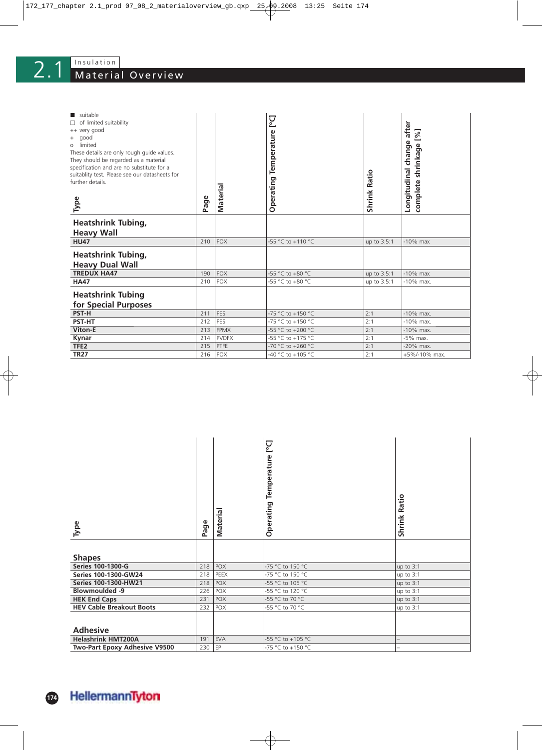# 2.1 Insulation

## Material Overview

■ suitable
□ of limited suitability
++ very good
+ good
o limited

These details are only rough guide values. They should be regarded as a material specification and are no substitute for a suitablity test. Please see our datasheets for further details.

| Type | Page | Material | Operating Temperature [°C] | Shrink Ratio | Longitudinal change after complete shrinkage [%] |
|---|---|---|---|---|---|
| **Heatshrink Tubing, Heavy Wall** | | | | | |
| **HU47** | 210 | POX | -55 °C to +110 °C | up to 3.5:1 | -10% max |
| **Heatshrink Tubing, Heavy Dual Wall** | | | | | |
| **TREDUX HA47** | 190 | POX | -55 °C to +80 °C | up to 3.5:1 | -10% max |
| **HA47** | 210 | POX | -55 °C to +80 °C | up to 3.5:1 | -10% max. |
| **Heatshrink Tubing for Special Purposes** | | | | | |
| **PST-H** | 211 | PES | -75 °C to +150 °C | 2:1 | -10% max. |
| **PST-HT** | 212 | PES | -75 °C to +150 °C | 2:1 | -10% max. |
| **Viton-E** | 213 | FPMX | -55 °C to +200 °C | 2:1 | -10% max. |
| **Kynar** | 214 | PVDFX | -55 °C to +175 °C | 2:1 | -5% max. |
| **TFE2** | 215 | PTFE | -70 °C to +260 °C | 2:1 | -20% max. |
| **TR27** | 216 | POX | -40 °C to +105 °C | 2:1 | +5%/-10% max. |

| Type | Page | Material | Operating Temperature [°C] | Shrink Ratio |
|---|---|---|---|---|
| **Shapes** | | | | |
| **Series 100-1300-G** | 218 | POX | -75 °C to 150 °C | up to 3:1 |
| **Series 100-1300-GW24** | 218 | PEEX | -75 °C to 150 °C | up to 3:1 |
| **Series 100-1300-HW21** | 218 | POX | -55 °C to 105 °C | up to 3:1 |
| **Blowmoulded -9** | 226 | POX | -55 °C to 120 °C | up to 3:1 |
| **HEK End Caps** | 231 | POX | -55 °C to 70 °C | up to 3:1 |
| **HEV Cable Breakout Boots** | 232 | POX | -55 °C to 70 °C | up to 3:1 |
| **Adhesive** | | | | |
| **Helashrink HMT200A** | 191 | EVA | -55 °C to +105 °C | – |
| **Two-Part Epoxy Adhesive V9500** | 230 | EP | -75 °C to +150 °C | – |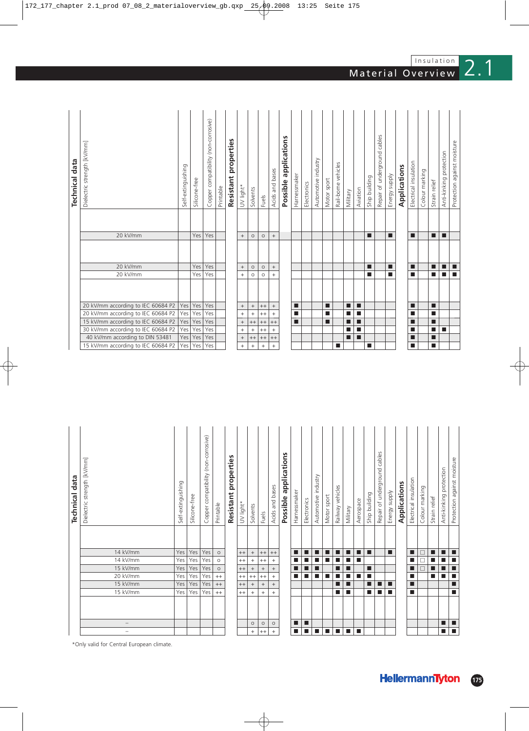| Dielectric strength [kV/mm] | Self-extinguishing | Silicone-free | Copper compatibility (non-corrosive) | Printable | UV light* | Solvents | Fuels | Acids and bases | Harnessmaker | Electronics | Automotive industry | Motor sport | Rail-borne vehicles | Military | Aviation | Ship building | Repair of underground cables | Energy supply | Electrical insulation | Colour marking | Strain relief | Anti-kinking protection | Protection against moisture |
|---|---|---|---|---|---|---|---|---|---|---|---|---|---|---|---|---|---|---|---|---|---|---|---|
| | | | | | **Resistant properties** | | | | **Possible applications** | | | | | | | | | | **Applications** | | | | |
| 20 kV/mm | | Yes | Yes | | + | o | o | + | | | | | | | | ■ | | ■ | ■ | | ■ | ■ | |
| 20 kV/mm | | Yes | Yes | | + | o | o | + | | | | | | | | ■ | | ■ | ■ | | ■ | ■ | ■ |
| 20 kV/mm | | Yes | Yes | | + | o | o | + | | | | | | | | ■ | | ■ | ■ | | ■ | ■ | ■ |
| 20 kV/mm according to IEC 60684 P2 | Yes | Yes | Yes | | + | + | ++ | + | ■ | | | ■ | | ■ | ■ | | | | ■ | | ■ | | |
| 20 kV/mm according to IEC 60684 P2 | Yes | Yes | Yes | | + | + | ++ | + | ■ | | | ■ | | ■ | ■ | | | | ■ | | ■ | | |
| 15 kV/mm according to IEC 60684 P2 | Yes | Yes | Yes | | + | ++ | ++ | ++ | ■ | | | ■ | | ■ | ■ | | | | ■ | | ■ | | |
| 30 kV/mm according to IEC 60684 P2 | Yes | Yes | Yes | | + | + | ++ | + | | | | | | ■ | ■ | | | | ■ | | ■ | ■ | |
| 40 kV/mm according to DIN 53481 | Yes | Yes | Yes | | + | ++ | ++ | ++ | | | | | | ■ | ■ | | | | ■ | | ■ | | |
| 15 kV/mm according to IEC 60684 P2 | Yes | Yes | Yes | | + | + | + | + | | | | | ■ | | | ■ | | | ■ | | ■ | | |

| Dielectric strength [kV/mm] | Self-extinguishing | Silicone-free | Copper compatibility (non-corrosive) | Printable | UV light* | Solvents | Fuels | Acids and bases | Harnessmaker | Electronics | Automotive industry | Motor sport | Railway vehicles | Military | Aerospace | Ship building | Repair of underground cables | Energy supply | Electrical insulation | Colour marking | Strain relief | Anti-kinking protection | Protection against moisture |
|---|---|---|---|---|---|---|---|---|---|---|---|---|---|---|---|---|---|---|---|---|---|---|---|
| | | | | | **Resistant properties** | | | | **Possible applications** | | | | | | | | | | **Applications** | | | | |
| 14 kV/mm | Yes | Yes | Yes | o | ++ | + | ++ | ++ | ■ | ■ | ■ | ■ | ■ | ■ | ■ | ■ | | ■ | ■ | □ | ■ | ■ | ■ |
| 14 kV/mm | Yes | Yes | Yes | o | ++ | + | ++ | + | ■ | ■ | ■ | ■ | ■ | ■ | ■ | | | | ■ | □ | ■ | ■ | ■ |
| 15 kV/mm | Yes | Yes | Yes | o | ++ | + | + | + | ■ | ■ | ■ | | ■ | ■ | | ■ | | | ■ | □ | ■ | ■ | ■ |
| 20 kV/mm | Yes | Yes | Yes | ++ | ++ | ++ | ++ | + | ■ | ■ | ■ | ■ | ■ | ■ | ■ | ■ | | | ■ | | ■ | ■ | ■ |
| 15 kV/mm | Yes | Yes | Yes | ++ | ++ | + | + | + | | | | | ■ | ■ | | ■ | ■ | ■ | ■ | | | | ■ |
| 15 kV/mm | Yes | Yes | Yes | ++ | ++ | + | + | + | | | | | ■ | ■ | | ■ | ■ | ■ | ■ | | | | ■ |
| – | | | | | | o | o | o | ■ | ■ | | | | | | | | | | | | ■ | ■ |
| – | | | | | | + | ++ | + | ■ | ■ | ■ | ■ | ■ | ■ | ■ | | | | | | | ■ | ■ |

*Only valid for Central European climate.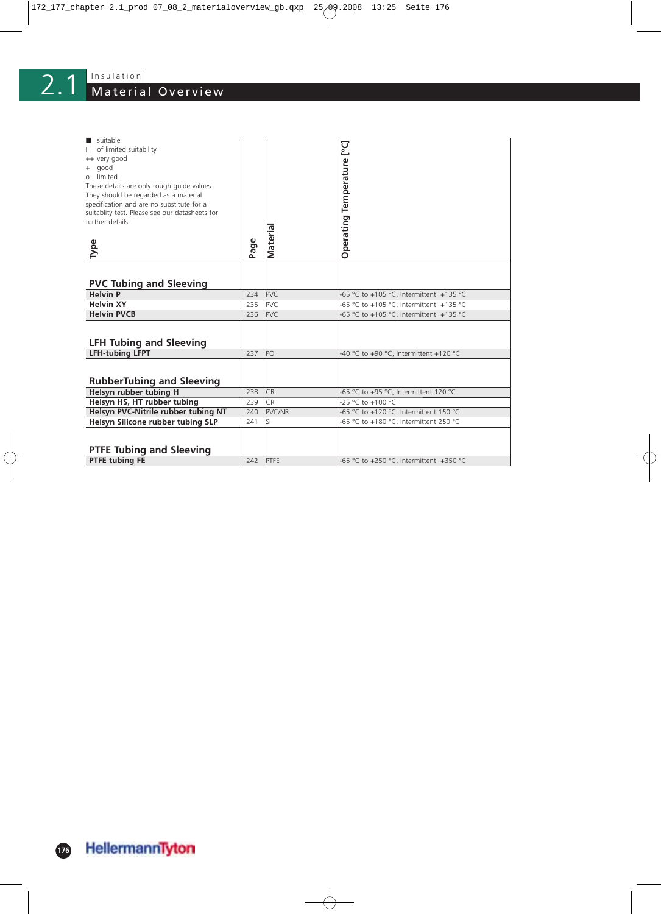## 2.1 Insulation

# Material Overview

■ suitable
□ of limited suitability
++ very good
+ good
o limited

These details are only rough guide values. They should be regarded as a material specification and are no substitute for a suitablity test. Please see our datasheets for further details.

| Type | Page | Material | Operating Temperature [°C] |
|---|---|---|---|
| **PVC Tubing and Sleeving** | | | |
| **Helvin P** | 234 | PVC | -65 °C to +105 °C, Intermittent +135 °C |
| **Helvin XY** | 235 | PVC | -65 °C to +105 °C, Intermittent +135 °C |
| **Helvin PVCB** | 236 | PVC | -65 °C to +105 °C, Intermittent +135 °C |
| **LFH Tubing and Sleeving** | | | |
| **LFH-tubing LFPT** | 237 | PO | -40 °C to +90 °C, Intermittent +120 °C |
| **RubberTubing and Sleeving** | | | |
| **Helsyn rubber tubing H** | 238 | CR | -65 °C to +95 °C, Intermittent 120 °C |
| **Helsyn HS, HT rubber tubing** | 239 | CR | -25 °C to +100 °C |
| **Helsyn PVC-Nitrile rubber tubing NT** | 240 | PVC/NR | -65 °C to +120 °C, Intermittent 150 °C |
| **Helsyn Silicone rubber tubing SLP** | 241 | SI | -65 °C to +180 °C, Intermittent 250 °C |
| **PTFE Tubing and Sleeving** | | | |
| **PTFE tubing FE** | 242 | PTFE | -65 °C to +250 °C, Intermittent +350 °C |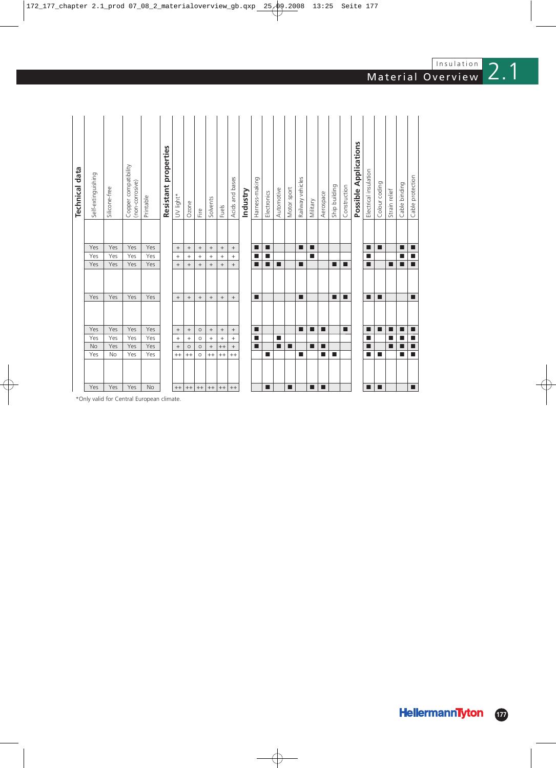| Technical data | | | | Resistant properties | | | | | | Industry | | | | | | | | | Possible Applications | | | | |
|---|---|---|---|---|---|---|---|---|---|---|---|---|---|---|---|---|---|---|---|---|---|---|---|
| Self-extinguishing | Silicone-free | Copper compatibility (non-corrosive) | Printable | UV light* | Ozone | Fire | Solvents | Fuels | Acids and bases | Harness-making | Electronics | Automotive | Motor sport | Railway vehicles | Military | Aerospace | Ship building | Construction | Electrical insulation | Colour coding | Strain relief | Cable binding | Cable protection |
| Yes | Yes | Yes | Yes | + | + | + | + | + | + | ■ | ■ | | | ■ | ■ | | | | ■ | ■ | | ■ | ■ |
| Yes | Yes | Yes | Yes | + | + | + | + | + | + | ■ | ■ | | | | ■ | | | | ■ | | | ■ | ■ |
| Yes | Yes | Yes | Yes | + | + | + | + | + | + | ■ | ■ | ■ | | ■ | | | ■ | ■ | ■ | | ■ | ■ | ■ |
| | | | | | | | | | | | | | | | | | | | | | | | |
| Yes | Yes | Yes | Yes | + | + | + | + | + | + | ■ | | | | ■ | | | ■ | ■ | ■ | ■ | | | ■ |
| | | | | | | | | | | | | | | | | | | | | | | | |
| Yes | Yes | Yes | Yes | + | + | o | + | + | + | ■ | | | | ■ | ■ | ■ | | ■ | ■ | ■ | ■ | ■ | ■ |
| Yes | Yes | Yes | Yes | + | + | o | + | + | + | ■ | | ■ | | | | | | | ■ | | ■ | ■ | ■ |
| No | Yes | Yes | Yes | + | o | o | + | ++ | + | ■ | | ■ | ■ | | ■ | ■ | | | ■ | | ■ | ■ | ■ |
| Yes | No | Yes | Yes | ++ | ++ | o | ++ | ++ | ++ | | ■ | | | ■ | | ■ | ■ | | ■ | ■ | | ■ | ■ |
| | | | | | | | | | | | | | | | | | | | | | | | |
| Yes | Yes | Yes | No | ++ | ++ | ++ | ++ | ++ | ++ | | ■ | | ■ | | ■ | ■ | | | ■ | ■ | | | ■ |

*Only valid for Central European climate.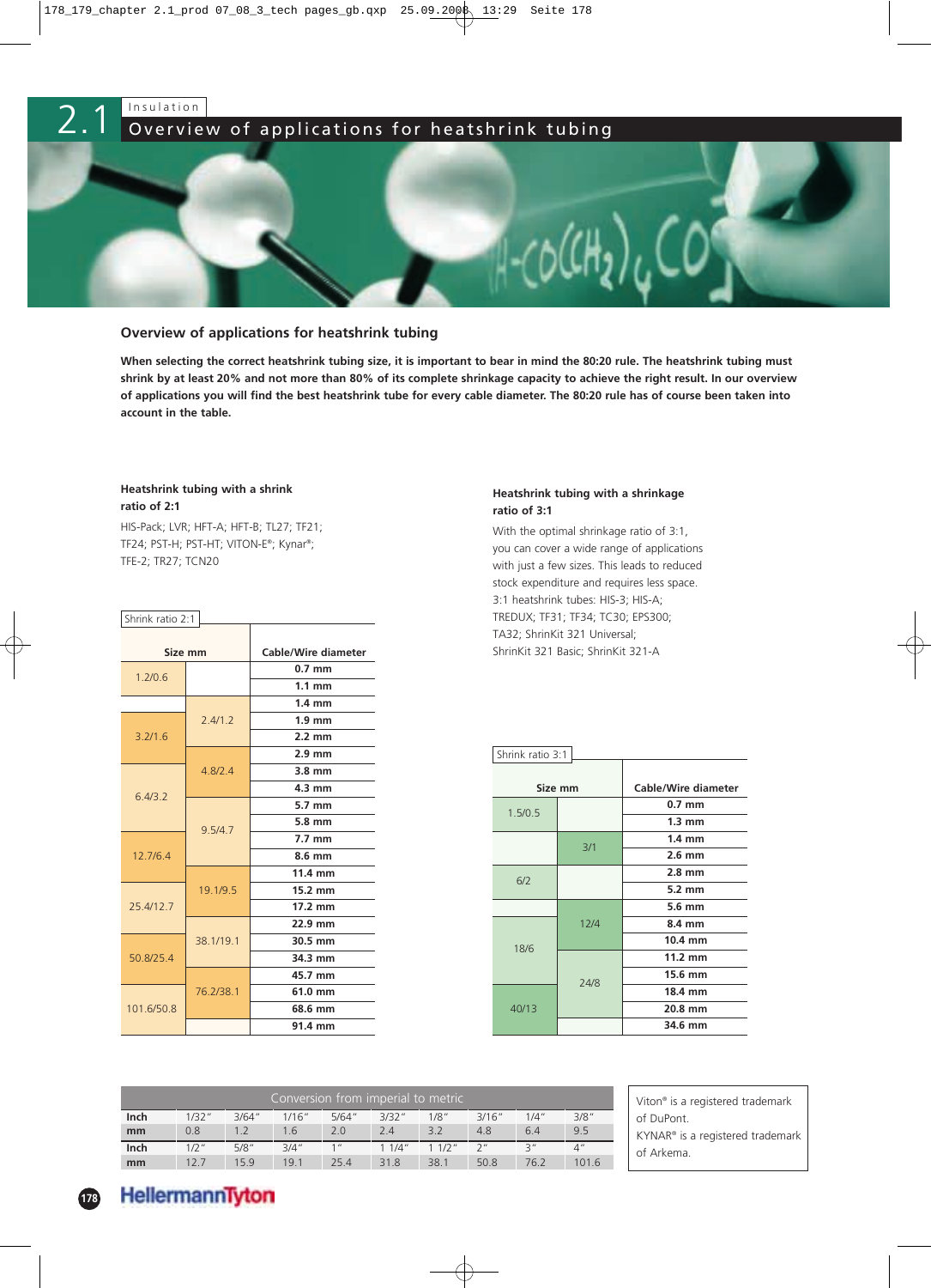# 2.1 Insulation

## Overview of applications for heatshrink tubing

### Overview of applications for heatshrink tubing

**When selecting the correct heatshrink tubing size, it is important to bear in mind the 80:20 rule. The heatshrink tubing must shrink by at least 20% and not more than 80% of its complete shrinkage capacity to achieve the right result. In our overview of applications you will find the best heatshrink tube for every cable diameter. The 80:20 rule has of course been taken into account in the table.**

**Heatshrink tubing with a shrink ratio of 2:1**

HIS-Pack; LVR; HFT-A; HFT-B; TL27; TF21; TF24; PST-H; PST-HT; VITON-E®; Kynar®; TFE-2; TR27; TCN20

Shrink ratio 2:1

| Size mm | | Cable/Wire diameter |
|---|---|---|
| 1.2/0.6 | | 0.7 mm |
| 1.2/0.6 | | 1.1 mm |
| | 2.4/1.2 | 1.4 mm |
| 3.2/1.6 | 2.4/1.2 | 1.9 mm |
| 3.2/1.6 | 2.4/1.2 | 2.2 mm |
| 3.2/1.6 | 4.8/2.4 | 2.9 mm |
| 6.4/3.2 | 4.8/2.4 | 3.8 mm |
| 6.4/3.2 | 4.8/2.4 | 4.3 mm |
| 6.4/3.2 | 9.5/4.7 | 5.7 mm |
| 6.4/3.2 | 9.5/4.7 | 5.8 mm |
| 12.7/6.4 | 9.5/4.7 | 7.7 mm |
| 12.7/6.4 | 9.5/4.7 | 8.6 mm |
| 12.7/6.4 | 19.1/9.5 | 11.4 mm |
| 25.4/12.7 | 19.1/9.5 | 15.2 mm |
| 25.4/12.7 | 19.1/9.5 | 17.2 mm |
| 25.4/12.7 | 38.1/19.1 | 22.9 mm |
| 50.8/25.4 | 38.1/19.1 | 30.5 mm |
| 50.8/25.4 | 38.1/19.1 | 34.3 mm |
| 50.8/25.4 | 76.2/38.1 | 45.7 mm |
| 101.6/50.8 | 76.2/38.1 | 61.0 mm |
| 101.6/50.8 | 76.2/38.1 | 68.6 mm |
| 101.6/50.8 | | 91.4 mm |

**Heatshrink tubing with a shrinkage ratio of 3:1**

With the optimal shrinkage ratio of 3:1, you can cover a wide range of applications with just a few sizes. This leads to reduced stock expenditure and requires less space.
3:1 heatshrink tubes: HIS-3; HIS-A; TREDUX; TF31; TF34; TC30; EPS300; TA32; ShrinKit 321 Universal; ShrinKit 321 Basic; ShrinKit 321-A

Shrink ratio 3:1

| Size mm | | Cable/Wire diameter |
|---|---|---|
| 1.5/0.5 | | 0.7 mm |
| 1.5/0.5 | | 1.3 mm |
| | 3/1 | 1.4 mm |
| | 3/1 | 2.6 mm |
| 6/2 | | 2.8 mm |
| 6/2 | | 5.2 mm |
| | 12/4 | 5.6 mm |
| 18/6 | 12/4 | 8.4 mm |
| 18/6 | 12/4 | 10.4 mm |
| 18/6 | 24/8 | 11.2 mm |
| 18/6 | 24/8 | 15.6 mm |
| 40/13 | 24/8 | 18.4 mm |
| 40/13 | 24/8 | 20.8 mm |
| 40/13 | | 34.6 mm |

Conversion from imperial to metric

| Inch | 1/32" | 3/64" | 1/16" | 5/64" | 3/32" | 1/8" | 3/16" | 1/4" | 3/8" |
|---|---|---|---|---|---|---|---|---|---|
| mm | 0.8 | 1.2 | 1.6 | 2.0 | 2.4 | 3.2 | 4.8 | 6.4 | 9.5 |
| **Inch** | 1/2" | 5/8" | 3/4" | 1" | 1 1/4" | 1 1/2" | 2" | 3" | 4" |
| **mm** | 12.7 | 15.9 | 19.1 | 25.4 | 31.8 | 38.1 | 50.8 | 76.2 | 101.6 |

Viton® is a registered trademark of DuPont.
KYNAR® is a registered trademark of Arkema.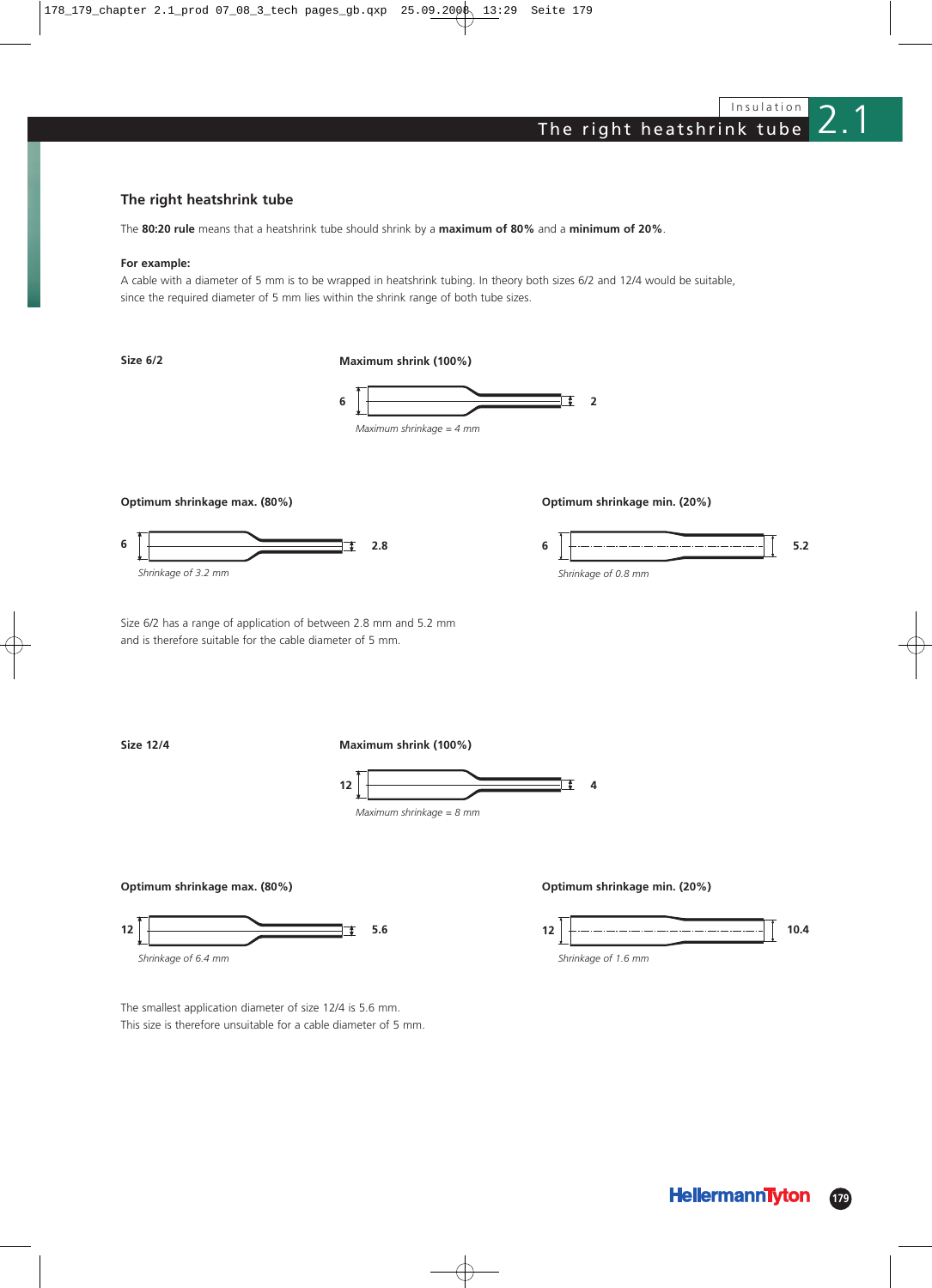## The right heatshrink tube

The **80:20 rule** means that a heatshrink tube should shrink by a **maximum of 80%** and a **minimum of 20%**.

**For example:**
A cable with a diameter of 5 mm is to be wrapped in heatshrink tubing. In theory both sizes 6/2 and 12/4 would be suitable, since the required diameter of 5 mm lies within the shrink range of both tube sizes.

**Size 6/2**

**Maximum shrink (100%)**

6

2

*Maximum shrinkage = 4 mm*

**Optimum shrinkage max. (80%)**

6

2.8

*Shrinkage of 3.2 mm*

**Optimum shrinkage min. (20%)**

6

5.2

*Shrinkage of 0.8 mm*

Size 6/2 has a range of application of between 2.8 mm and 5.2 mm and is therefore suitable for the cable diameter of 5 mm.

**Size 12/4**

**Maximum shrink (100%)**

12

4

*Maximum shrinkage = 8 mm*

**Optimum shrinkage max. (80%)**

12

5.6

*Shrinkage of 6.4 mm*

**Optimum shrinkage min. (20%)**

12

10.4

*Shrinkage of 1.6 mm*

The smallest application diameter of size 12/4 is 5.6 mm.
This size is therefore unsuitable for a cable diameter of 5 mm.